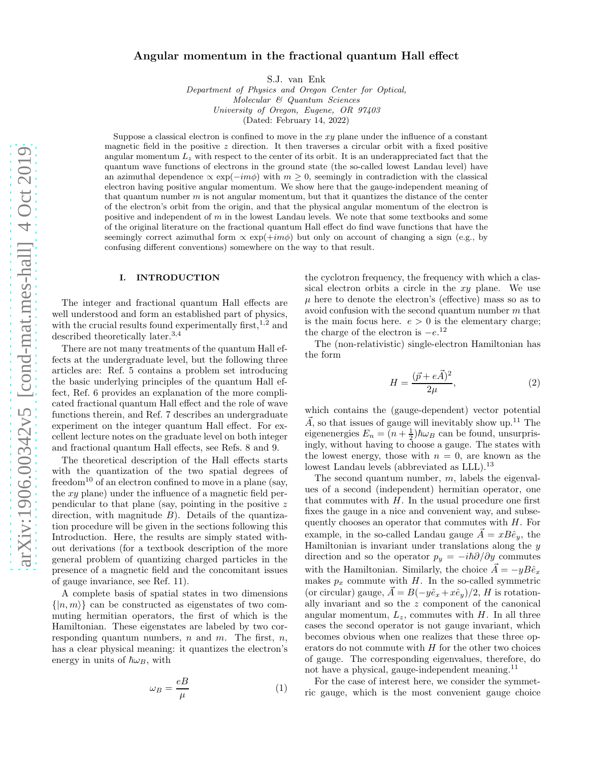# Angular momentum in the fractional quantum Hall effect

S.J. van Enk

*Department of Physics and Oregon Center for Optical, Molecular & Quantum Sciences*
*University of Oregon, Eugene, OR 97403*

(Dated: February 14, 2022)

Suppose a classical electron is confined to move in the $xy$ plane under the influence of a constant magnetic field in the positive $z$ direction. It then traverses a circular orbit with a fixed positive angular momentum $L_z$ with respect to the center of its orbit. It is an underappreciated fact that the quantum wave functions of electrons in the ground state (the so-called lowest Landau level) have an azimuthal dependence $\propto \exp(-im\phi)$ with $m \geq 0$, seemingly in contradiction with the classical electron having positive angular momentum. We show here that the gauge-independent meaning of that quantum number $m$ is not angular momentum, but that it quantizes the distance of the center of the electron's orbit from the origin, and that the physical angular momentum of the electron is positive and independent of $m$ in the lowest Landau levels. We note that some textbooks and some of the original literature on the fractional quantum Hall effect do find wave functions that have the seemingly correct azimuthal form $\propto \exp(+im\phi)$ but only on account of changing a sign (e.g., by confusing different conventions) somewhere on the way to that result.

## I. INTRODUCTION

The integer and fractional quantum Hall effects are well understood and form an established part of physics, with the crucial results found experimentally first,[1,2] and described theoretically later.[3,4]

There are not many treatments of the quantum Hall effects at the undergraduate level, but the following three articles are: Ref. 5 contains a problem set introducing the basic underlying principles of the quantum Hall effect, Ref. 6 provides an explanation of the more complicated fractional quantum Hall effect and the role of wave functions therein, and Ref. 7 describes an undergraduate experiment on the integer quantum Hall effect. For excellent lecture notes on the graduate level on both integer and fractional quantum Hall effects, see Refs. 8 and 9.

The theoretical description of the Hall effects starts with the quantization of the two spatial degrees of freedom[10] of an electron confined to move in a plane (say, the $xy$ plane) under the influence of a magnetic field perpendicular to that plane (say, pointing in the positive $z$ direction, with magnitude $B$). Details of the quantization procedure will be given in the sections following this Introduction. Here, the results are simply stated without derivations (for a textbook description of the more general problem of quantizing charged particles in the presence of a magnetic field and the concomitant issues of gauge invariance, see Ref. 11).

A complete basis of spatial states in two dimensions $\{|n, m\rangle\}$ can be constructed as eigenstates of two commuting hermitian operators, the first of which is the Hamiltonian. These eigenstates are labeled by two corresponding quantum numbers, $n$ and $m$. The first, $n$, has a clear physical meaning: it quantizes the electron's energy in units of $\hbar\omega_B$, with

$$\omega_B = \frac{eB}{\mu} \tag{1}$$

the cyclotron frequency, the frequency with which a classical electron orbits a circle in the $xy$ plane. We use $\mu$ here to denote the electron's (effective) mass so as to avoid confusion with the second quantum number $m$ that is the main focus here. $e > 0$ is the elementary charge; the charge of the electron is $-e$.[12]

The (non-relativistic) single-electron Hamiltonian has the form

$$H = \frac{(\vec{p} + e\vec{A})^2}{2\mu}, \tag{2}$$

which contains the (gauge-dependent) vector potential $\vec{A}$, so that issues of gauge will inevitably show up.[11] The eigenenergies $E_n = (n + \frac{1}{2})\hbar\omega_B$ can be found, unsurprisingly, without having to choose a gauge. The states with the lowest energy, those with $n = 0$, are known as the lowest Landau levels (abbreviated as LLL).[13]

The second quantum number, $m$, labels the eigenvalues of a second (independent) hermitian operator, one that commutes with $H$. In the usual procedure one first fixes the gauge in a nice and convenient way, and subsequently chooses an operator that commutes with $H$. For example, in the so-called Landau gauge $\vec{A} = xB\hat{e}_y$, the Hamiltonian is invariant under translations along the $y$ direction and so the operator $p_y = -i\hbar\partial/\partial y$ commutes with the Hamiltonian. Similarly, the choice $\vec{A} = -yB\hat{e}_x$ makes $p_x$ commute with $H$. In the so-called symmetric (or circular) gauge, $\vec{A} = B(-y\hat{e}_x + x\hat{e}_y)/2$, $H$ is rotationally invariant and so the $z$ component of the canonical angular momentum, $L_z$, commutes with $H$. In all three cases the second operator is not gauge invariant, which becomes obvious when one realizes that these three operators do not commute with $H$ for the other two choices of gauge. The corresponding eigenvalues, therefore, do not have a physical, gauge-independent meaning.[11]

For the case of interest here, we consider the symmetric gauge, which is the most convenient gauge choice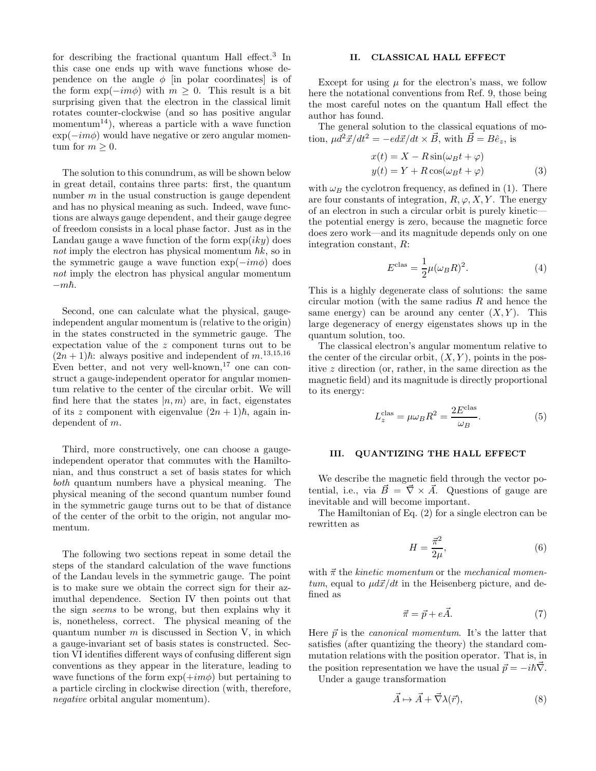for describing the fractional quantum Hall effect.[3] In this case one ends up with wave functions whose dependence on the angle $\phi$ [in polar coordinates] is of the form $\exp(-im\phi)$ with $m \geq 0$. This result is a bit surprising given that the electron in the classical limit rotates counter-clockwise (and so has positive angular momentum[14]), whereas a particle with a wave function $\exp(-im\phi)$ would have negative or zero angular momentum for $m \geq 0$.

The solution to this conundrum, as will be shown below in great detail, contains three parts: first, the quantum number $m$ in the usual construction is gauge dependent and has no physical meaning as such. Indeed, wave functions are always gauge dependent, and their gauge degree of freedom consists in a local phase factor. Just as in the Landau gauge a wave function of the form $\exp(iky)$ does *not* imply the electron has physical momentum $\hbar k$, so in the symmetric gauge a wave function $\exp(-im\phi)$ does *not* imply the electron has physical angular momentum $-m\hbar$.

Second, one can calculate what the physical, gauge-independent angular momentum is (relative to the origin) in the states constructed in the symmetric gauge. The expectation value of the $z$ component turns out to be $(2n+1)\hbar$: always positive and independent of $m$.[13,15,16] Even better, and not very well-known,[17] one can construct a gauge-independent operator for angular momentum relative to the center of the circular orbit. We will find here that the states $|n, m\rangle$ are, in fact, eigenstates of its $z$ component with eigenvalue $(2n+1)\hbar$, again independent of $m$.

Third, more constructively, one can choose a gauge-independent operator that commutes with the Hamiltonian, and thus construct a set of basis states for which *both* quantum numbers have a physical meaning. The physical meaning of the second quantum number found in the symmetric gauge turns out to be that of distance of the center of the orbit to the origin, not angular momentum.

The following two sections repeat in some detail the steps of the standard calculation of the wave functions of the Landau levels in the symmetric gauge. The point is to make sure we obtain the correct sign for their azimuthal dependence. Section IV then points out that the sign *seems* to be wrong, but then explains why it is, nonetheless, correct. The physical meaning of the quantum number $m$ is discussed in Section V, in which a gauge-invariant set of basis states is constructed. Section VI identifies different ways of confusing different sign conventions as they appear in the literature, leading to wave functions of the form $\exp(+im\phi)$ but pertaining to a particle circling in clockwise direction (with, therefore, *negative* orbital angular momentum).

## II. CLASSICAL HALL EFFECT

Except for using $\mu$ for the electron's mass, we follow here the notational conventions from Ref. 9, those being the most careful notes on the quantum Hall effect the author has found.

The general solution to the classical equations of motion, $\mu d^2\vec{x}/dt^2 = -ed\vec{x}/dt \times \vec{B}$, with $\vec{B} = B\hat{e}_z$, is

$$
\begin{aligned}
x(t) &= X - R\sin(\omega_B t + \varphi) \\
y(t) &= Y + R\cos(\omega_B t + \varphi)
\end{aligned} \tag{3}
$$

with $\omega_B$ the cyclotron frequency, as defined in (1). There are four constants of integration, $R, \varphi, X, Y$. The energy of an electron in such a circular orbit is purely kinetic—the potential energy is zero, because the magnetic force does zero work—and its magnitude depends only on one integration constant, $R$:

$$
E^{\text{clas}} = \frac{1}{2}\mu(\omega_B R)^2. \tag{4}
$$

This is a highly degenerate class of solutions: the same circular motion (with the same radius $R$ and hence the same energy) can be around any center $(X, Y)$. This large degeneracy of energy eigenstates shows up in the quantum solution, too.

The classical electron's angular momentum relative to the center of the circular orbit, $(X, Y)$, points in the positive $z$ direction (or, rather, in the same direction as the magnetic field) and its magnitude is directly proportional to its energy:

$$
L_z^{\text{clas}} = \mu\omega_B R^2 = \frac{2E^{\text{clas}}}{\omega_B}. \tag{5}
$$

## III. QUANTIZING THE HALL EFFECT

We describe the magnetic field through the vector potential, i.e., via $\vec{B} = \vec{\nabla} \times \vec{A}$. Questions of gauge are inevitable and will become important.

The Hamiltonian of Eq. (2) for a single electron can be rewritten as

$$
H = \frac{\vec{\pi}^2}{2\mu}, \tag{6}
$$

with $\vec{\pi}$ the *kinetic momentum* or the *mechanical momentum*, equal to $\mu d\vec{x}/dt$ in the Heisenberg picture, and defined as

$$
\vec{\pi} = \vec{p} + e\vec{A}. \tag{7}
$$

Here $\vec{p}$ is the *canonical momentum*. It's the latter that satisfies (after quantizing the theory) the standard commutation relations with the position operator. That is, in the position representation we have the usual $\vec{p} = -i\hbar\vec{\nabla}$.

Under a gauge transformation

$$
\vec{A} \mapsto \vec{A} + \vec{\nabla}\lambda(\vec{r}), \tag{8}
$$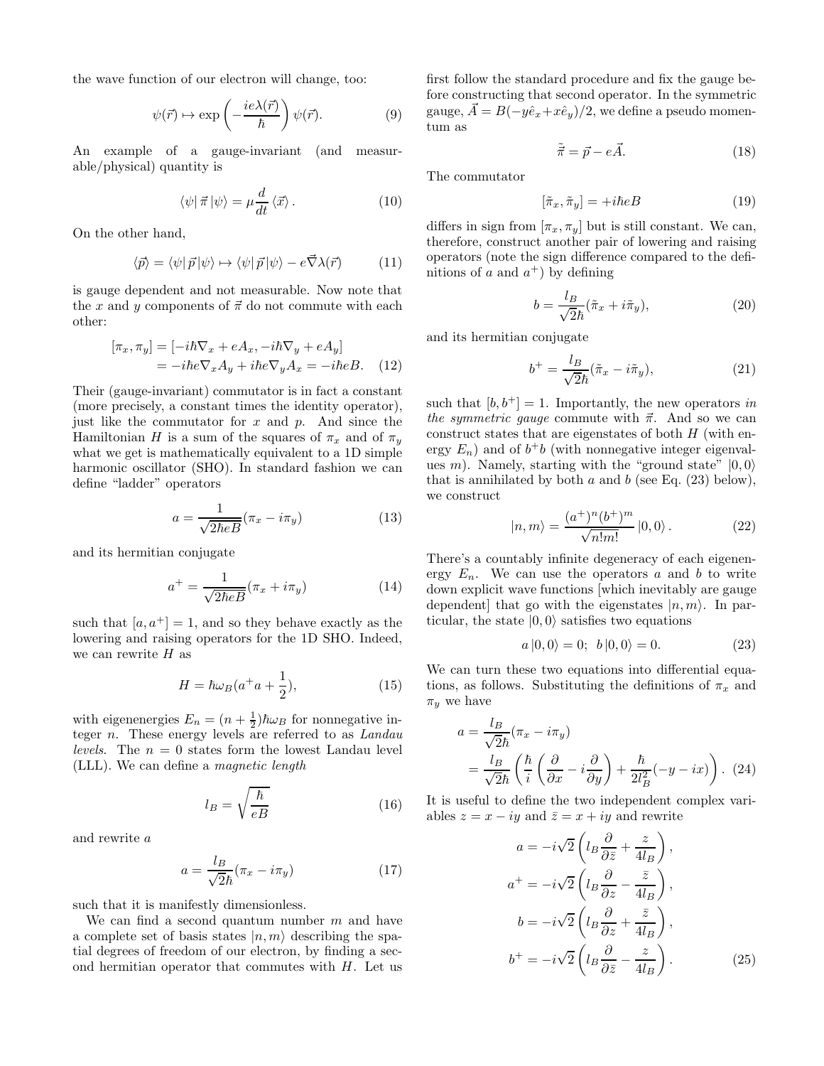the wave function of our electron will change, too:

$$\psi(\vec{r}) \mapsto \exp\left(-\frac{ie\lambda(\vec{r})}{\hbar}\right)\psi(\vec{r}). \tag{9}$$

An example of a gauge-invariant (and measurable/physical) quantity is

$$\langle\psi|\,\vec{\pi}\,|\psi\rangle = \mu\frac{d}{dt}\langle\vec{x}\rangle\,. \tag{10}$$

On the other hand,

$$\langle\vec{p}\rangle = \langle\psi|\,\vec{p}\,|\psi\rangle \mapsto \langle\psi|\,\vec{p}\,|\psi\rangle - e\vec{\nabla}\lambda(\vec{r}) \tag{11}$$

is gauge dependent and not measurable. Now note that the $x$ and $y$ components of $\vec{\pi}$ do not commute with each other:

$$\begin{aligned}[\pi_x, \pi_y] &= [-i\hbar\nabla_x + eA_x, -i\hbar\nabla_y + eA_y] \\ &= -i\hbar e\nabla_x A_y + i\hbar e\nabla_y A_x = -i\hbar eB. \end{aligned} \tag{12}$$

Their (gauge-invariant) commutator is in fact a constant (more precisely, a constant times the identity operator), just like the commutator for $x$ and $p$. And since the Hamiltonian $H$ is a sum of the squares of $\pi_x$ and of $\pi_y$ what we get is mathematically equivalent to a 1D simple harmonic oscillator (SHO). In standard fashion we can define "ladder" operators

$$a = \frac{1}{\sqrt{2\hbar eB}}(\pi_x - i\pi_y) \tag{13}$$

and its hermitian conjugate

$$a^+ = \frac{1}{\sqrt{2\hbar eB}}(\pi_x + i\pi_y) \tag{14}$$

such that $[a, a^+] = 1$, and so they behave exactly as the lowering and raising operators for the 1D SHO. Indeed, we can rewrite $H$ as

$$H = \hbar\omega_B(a^+a + \frac{1}{2}), \tag{15}$$

with eigenenergies $E_n = (n + \frac{1}{2})\hbar\omega_B$ for nonnegative integer $n$. These energy levels are referred to as *Landau levels*. The $n = 0$ states form the lowest Landau level (LLL). We can define a *magnetic length*

$$l_B = \sqrt{\frac{\hbar}{eB}} \tag{16}$$

and rewrite $a$

$$a = \frac{l_B}{\sqrt{2}\hbar}(\pi_x - i\pi_y) \tag{17}$$

such that it is manifestly dimensionless.

We can find a second quantum number $m$ and have a complete set of basis states $|n, m\rangle$ describing the spatial degrees of freedom of our electron, by finding a second hermitian operator that commutes with $H$. Let us first follow the standard procedure and fix the gauge before constructing that second operator. In the symmetric gauge, $\vec{A} = B(-y\hat{e}_x + x\hat{e}_y)/2$, we define a pseudo momentum as

$$\tilde{\vec{\pi}} = \vec{p} - e\vec{A}. \tag{18}$$

The commutator

$$[\tilde{\pi}_x, \tilde{\pi}_y] = +i\hbar eB \tag{19}$$

differs in sign from $[\pi_x, \pi_y]$ but is still constant. We can, therefore, construct another pair of lowering and raising operators (note the sign difference compared to the definitions of $a$ and $a^+$) by defining

$$b = \frac{l_B}{\sqrt{2}\hbar}(\tilde{\pi}_x + i\tilde{\pi}_y), \tag{20}$$

and its hermitian conjugate

$$b^+ = \frac{l_B}{\sqrt{2}\hbar}(\tilde{\pi}_x - i\tilde{\pi}_y), \tag{21}$$

such that $[b, b^+] = 1$. Importantly, the new operators *in the symmetric gauge* commute with $\vec{\pi}$. And so we can construct states that are eigenstates of both $H$ (with energy $E_n$) and of $b^+b$ (with nonnegative integer eigenvalues $m$). Namely, starting with the "ground state" $|0, 0\rangle$ that is annihilated by both $a$ and $b$ (see Eq. (23) below), we construct

$$|n, m\rangle = \frac{(a^+)^n(b^+)^m}{\sqrt{n!m!}}\,|0, 0\rangle\,. \tag{22}$$

There's a countably infinite degeneracy of each eigenenergy $E_n$. We can use the operators $a$ and $b$ to write down explicit wave functions [which inevitably are gauge dependent] that go with the eigenstates $|n, m\rangle$. In particular, the state $|0, 0\rangle$ satisfies two equations

$$a\,|0, 0\rangle = 0; \;\; b\,|0, 0\rangle = 0. \tag{23}$$

We can turn these two equations into differential equations, as follows. Substituting the definitions of $\pi_x$ and $\pi_y$ we have

$$\begin{aligned} a &= \frac{l_B}{\sqrt{2}\hbar}(\pi_x - i\pi_y) \\ &= \frac{l_B}{\sqrt{2}\hbar}\left(\frac{\hbar}{i}\left(\frac{\partial}{\partial x} - i\frac{\partial}{\partial y}\right) + \frac{\hbar}{2l_B^2}(-y - ix)\right). \end{aligned} \tag{24}$$

It is useful to define the two independent complex variables $z = x - iy$ and $\bar{z} = x + iy$ and rewrite

$$\begin{aligned} a &= -i\sqrt{2}\left(l_B\frac{\partial}{\partial\bar{z}} + \frac{z}{4l_B}\right), \\ a^+ &= -i\sqrt{2}\left(l_B\frac{\partial}{\partial z} - \frac{\bar{z}}{4l_B}\right), \\ b &= -i\sqrt{2}\left(l_B\frac{\partial}{\partial z} + \frac{\bar{z}}{4l_B}\right), \\ b^+ &= -i\sqrt{2}\left(l_B\frac{\partial}{\partial\bar{z}} - \frac{z}{4l_B}\right). \end{aligned} \tag{25}$$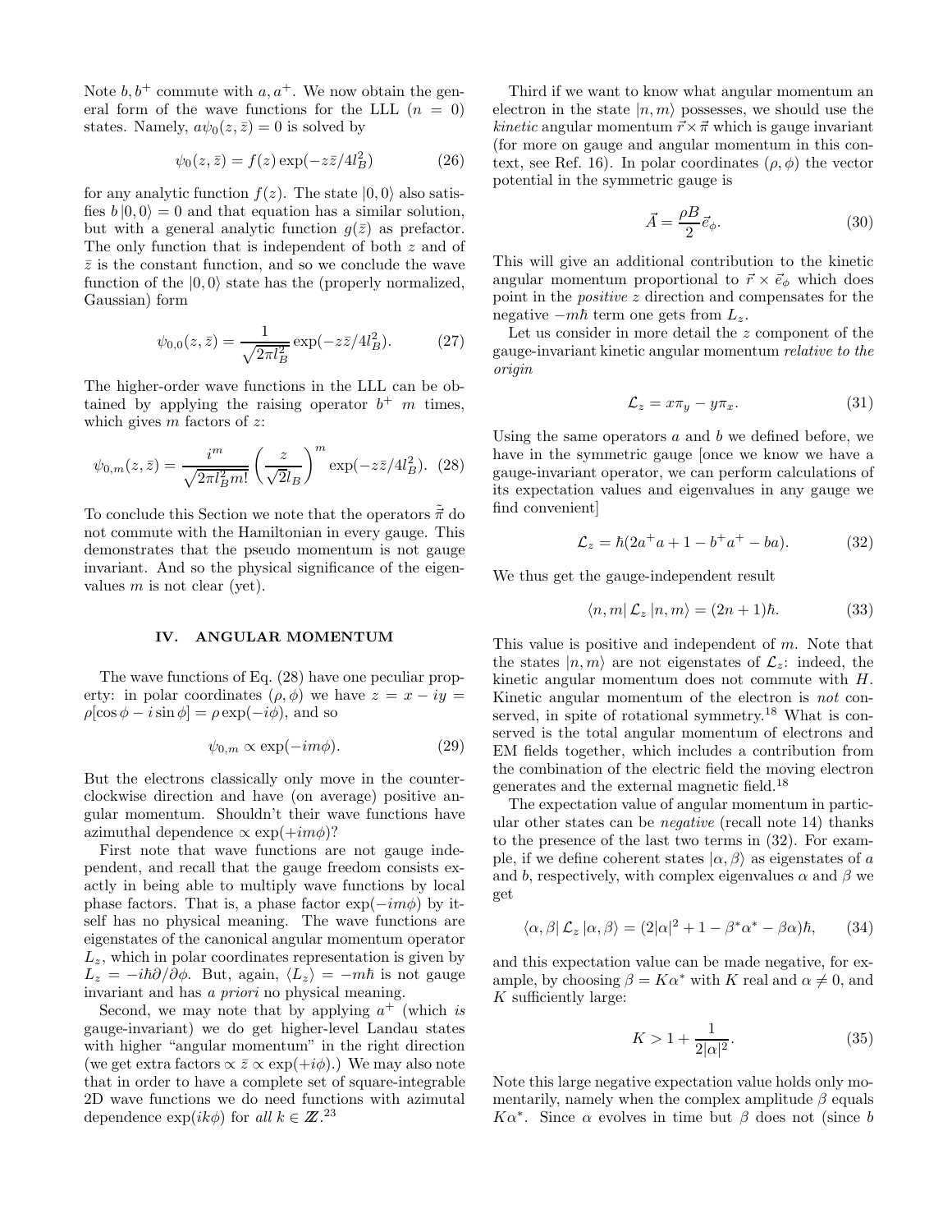Note $b, b^+$ commute with $a, a^+$. We now obtain the general form of the wave functions for the LLL ($n = 0$) states. Namely, $a\psi_0(z, \bar{z}) = 0$ is solved by

$$\psi_0(z, \bar{z}) = f(z)\exp(-z\bar{z}/4l_B^2) \tag{26}$$

for any analytic function $f(z)$. The state $|0, 0\rangle$ also satisfies $b|0, 0\rangle = 0$ and that equation has a similar solution, but with a general analytic function $g(\bar{z})$ as prefactor. The only function that is independent of both $z$ and of $\bar{z}$ is the constant function, and so we conclude the wave function of the $|0, 0\rangle$ state has the (properly normalized, Gaussian) form

$$\psi_{0,0}(z, \bar{z}) = \frac{1}{\sqrt{2\pi l_B^2}}\exp(-z\bar{z}/4l_B^2). \tag{27}$$

The higher-order wave functions in the LLL can be obtained by applying the raising operator $b^+$ $m$ times, which gives $m$ factors of $z$:

$$\psi_{0,m}(z, \bar{z}) = \frac{i^m}{\sqrt{2\pi l_B^2 m!}}\left(\frac{z}{\sqrt{2}l_B}\right)^m \exp(-z\bar{z}/4l_B^2). \tag{28}$$

To conclude this Section we note that the operators $\tilde{\vec{\pi}}$ do not commute with the Hamiltonian in every gauge. This demonstrates that the pseudo momentum is not gauge invariant. And so the physical significance of the eigenvalues $m$ is not clear (yet).

## IV. ANGULAR MOMENTUM

The wave functions of Eq. (28) have one peculiar property: in polar coordinates $(\rho, \phi)$ we have $z = x - iy = \rho[\cos\phi - i\sin\phi] = \rho\exp(-i\phi)$, and so

$$\psi_{0,m} \propto \exp(-im\phi). \tag{29}$$

But the electrons classically only move in the counterclockwise direction and have (on average) positive angular momentum. Shouldn't their wave functions have azimuthal dependence $\propto \exp(+im\phi)$?

First note that wave functions are not gauge independent, and recall that the gauge freedom consists exactly in being able to multiply wave functions by local phase factors. That is, a phase factor $\exp(-im\phi)$ by itself has no physical meaning. The wave functions are eigenstates of the canonical angular momentum operator $L_z$, which in polar coordinates representation is given by $L_z = -i\hbar\partial/\partial\phi$. But, again, $\langle L_z\rangle = -m\hbar$ is not gauge invariant and has *a priori* no physical meaning.

Second, we may note that by applying $a^+$ (which *is* gauge-invariant) we do get higher-level Landau states with higher "angular momentum" in the right direction (we get extra factors $\propto \bar{z} \propto \exp(+i\phi)$.) We may also note that in order to have a complete set of square-integrable 2D wave functions we do need functions with azimutal dependence $\exp(ik\phi)$ for *all* $k \in \mathbb{Z}$.[23]

Third if we want to know what angular momentum an electron in the state $|n, m\rangle$ possesses, we should use the *kinetic* angular momentum $\vec{r}\times\vec{\pi}$ which is gauge invariant (for more on gauge and angular momentum in this context, see Ref. 16). In polar coordinates $(\rho, \phi)$ the vector potential in the symmetric gauge is

$$\vec{A} = \frac{\rho B}{2}\vec{e}_\phi. \tag{30}$$

This will give an additional contribution to the kinetic angular momentum proportional to $\vec{r}\times\vec{e}_\phi$ which does point in the *positive* $z$ direction and compensates for the negative $-m\hbar$ term one gets from $L_z$.

Let us consider in more detail the $z$ component of the gauge-invariant kinetic angular momentum *relative to the origin*

$$\mathcal{L}_z = x\pi_y - y\pi_x. \tag{31}$$

Using the same operators $a$ and $b$ we defined before, we have in the symmetric gauge [once we know we have a gauge-invariant operator, we can perform calculations of its expectation values and eigenvalues in any gauge we find convenient]

$$\mathcal{L}_z = \hbar(2a^+a + 1 - b^+a^+ - ba). \tag{32}$$

We thus get the gauge-independent result

$$\langle n, m|\,\mathcal{L}_z\,|n, m\rangle = (2n + 1)\hbar. \tag{33}$$

This value is positive and independent of $m$. Note that the states $|n, m\rangle$ are not eigenstates of $\mathcal{L}_z$: indeed, the kinetic angular momentum does not commute with $H$. Kinetic angular momentum of the electron is *not* conserved, in spite of rotational symmetry.[18] What is conserved is the total angular momentum of electrons and EM fields together, which includes a contribution from the combination of the electric field the moving electron generates and the external magnetic field.[18]

The expectation value of angular momentum in particular other states can be *negative* (recall note 14) thanks to the presence of the last two terms in (32). For example, if we define coherent states $|\alpha, \beta\rangle$ as eigenstates of $a$ and $b$, respectively, with complex eigenvalues $\alpha$ and $\beta$ we get

$$\langle \alpha, \beta|\,\mathcal{L}_z\,|\alpha, \beta\rangle = (2|\alpha|^2 + 1 - \beta^*\alpha^* - \beta\alpha)\hbar, \tag{34}$$

and this expectation value can be made negative, for example, by choosing $\beta = K\alpha^*$ with $K$ real and $\alpha \neq 0$, and $K$ sufficiently large:

$$K > 1 + \frac{1}{2|\alpha|^2}. \tag{35}$$

Note this large negative expectation value holds only momentarily, namely when the complex amplitude $\beta$ equals $K\alpha^*$. Since $\alpha$ evolves in time but $\beta$ does not (since $b$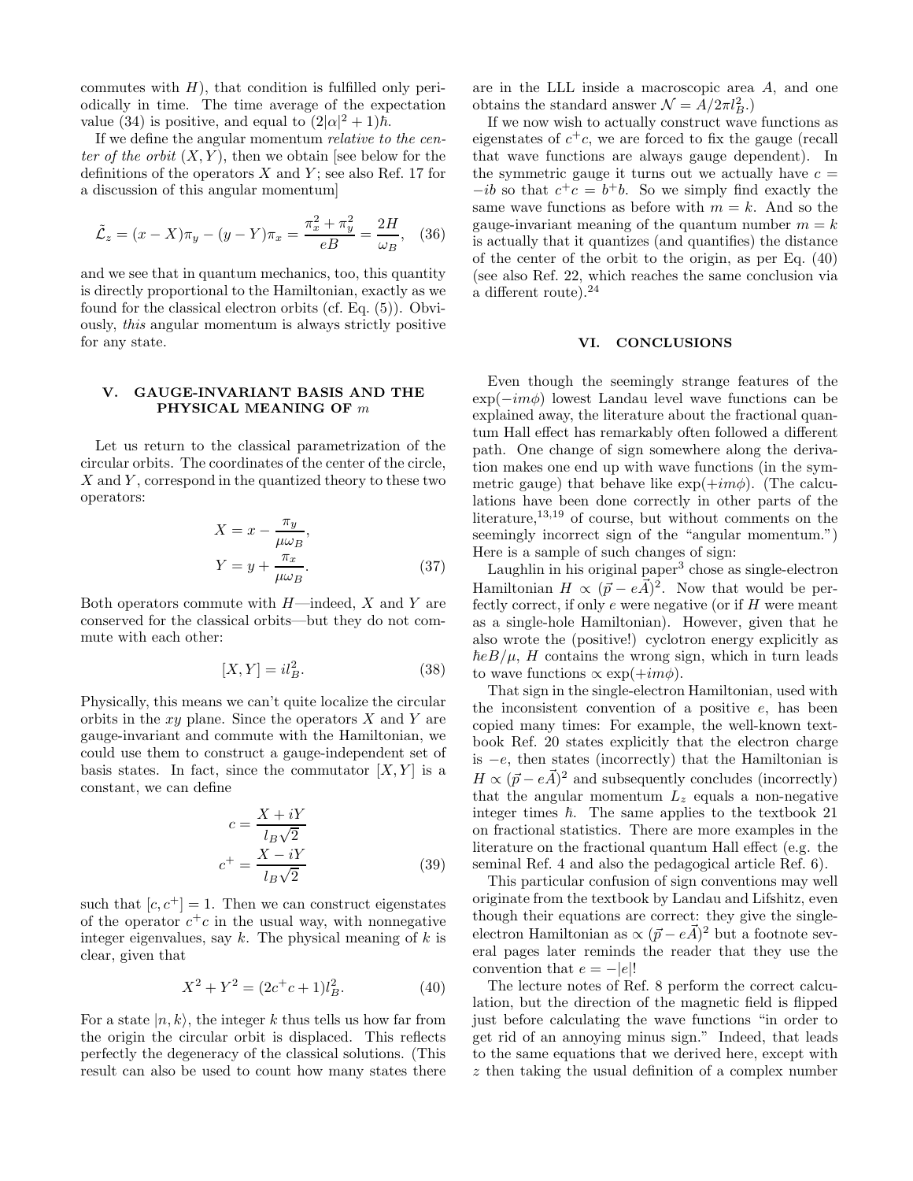commutes with $H$), that condition is fulfilled only periodically in time. The time average of the expectation value (34) is positive, and equal to $(2|\alpha|^2 + 1)\hbar$.

If we define the angular momentum *relative to the center of the orbit* $(X, Y)$, then we obtain [see below for the definitions of the operators $X$ and $Y$; see also Ref. 17 for a discussion of this angular momentum]

$$\tilde{\mathcal{L}}_z = (x - X)\pi_y - (y - Y)\pi_x = \frac{\pi_x^2 + \pi_y^2}{eB} = \frac{2H}{\omega_B}, \quad (36)$$

and we see that in quantum mechanics, too, this quantity is directly proportional to the Hamiltonian, exactly as we found for the classical electron orbits (cf. Eq. (5)). Obviously, *this* angular momentum is always strictly positive for any state.

## V. GAUGE-INVARIANT BASIS AND THE PHYSICAL MEANING OF $m$

Let us return to the classical parametrization of the circular orbits. The coordinates of the center of the circle, $X$ and $Y$, correspond in the quantized theory to these two operators:

$$X = x - \frac{\pi_y}{\mu\omega_B},$$
$$Y = y + \frac{\pi_x}{\mu\omega_B}. \quad (37)$$

Both operators commute with $H$—indeed, $X$ and $Y$ are conserved for the classical orbits—but they do not commute with each other:

$$[X, Y] = il_B^2. \quad (38)$$

Physically, this means we can't quite localize the circular orbits in the $xy$ plane. Since the operators $X$ and $Y$ are gauge-invariant and commute with the Hamiltonian, we could use them to construct a gauge-independent set of basis states. In fact, since the commutator $[X, Y]$ is a constant, we can define

$$c = \frac{X + iY}{l_B\sqrt{2}}$$
$$c^+ = \frac{X - iY}{l_B\sqrt{2}} \quad (39)$$

such that $[c, c^+] = 1$. Then we can construct eigenstates of the operator $c^+c$ in the usual way, with nonnegative integer eigenvalues, say $k$. The physical meaning of $k$ is clear, given that

$$X^2 + Y^2 = (2c^+c + 1)l_B^2. \quad (40)$$

For a state $|n, k\rangle$, the integer $k$ thus tells us how far from the origin the circular orbit is displaced. This reflects perfectly the degeneracy of the classical solutions. (This result can also be used to count how many states there are in the LLL inside a macroscopic area $A$, and one obtains the standard answer $\mathcal{N} = A/2\pi l_B^2$.)

If we now wish to actually construct wave functions as eigenstates of $c^+c$, we are forced to fix the gauge (recall that wave functions are always gauge dependent). In the symmetric gauge it turns out we actually have $c = -ib$ so that $c^+c = b^+b$. So we simply find exactly the same wave functions as before with $m = k$. And so the gauge-invariant meaning of the quantum number $m = k$ is actually that it quantizes (and quantifies) the distance of the center of the orbit to the origin, as per Eq. (40) (see also Ref. 22, which reaches the same conclusion via a different route).[24]

## VI. CONCLUSIONS

Even though the seemingly strange features of the $\exp(-im\phi)$ lowest Landau level wave functions can be explained away, the literature about the fractional quantum Hall effect has remarkably often followed a different path. One change of sign somewhere along the derivation makes one end up with wave functions (in the symmetric gauge) that behave like $\exp(+im\phi)$. (The calculations have been done correctly in other parts of the literature,[13,19] of course, but without comments on the seemingly incorrect sign of the "angular momentum.") Here is a sample of such changes of sign:

Laughlin in his original paper[3] chose as single-electron Hamiltonian $H \propto (\vec{p} - e\vec{A})^2$. Now that would be perfectly correct, if only $e$ were negative (or if $H$ were meant as a single-hole Hamiltonian). However, given that he also wrote the (positive!) cyclotron energy explicitly as $\hbar eB/\mu$, $H$ contains the wrong sign, which in turn leads to wave functions $\propto \exp(+im\phi)$.

That sign in the single-electron Hamiltonian, used with the inconsistent convention of a positive $e$, has been copied many times: For example, the well-known textbook Ref. 20 states explicitly that the electron charge is $-e$, then states (incorrectly) that the Hamiltonian is $H \propto (\vec{p} - e\vec{A})^2$ and subsequently concludes (incorrectly) that the angular momentum $L_z$ equals a non-negative integer times $\hbar$. The same applies to the textbook 21 on fractional statistics. There are more examples in the literature on the fractional quantum Hall effect (e.g. the seminal Ref. 4 and also the pedagogical article Ref. 6).

This particular confusion of sign conventions may well originate from the textbook by Landau and Lifshitz, even though their equations are correct: they give the single-electron Hamiltonian as $\propto (\vec{p} - e\vec{A})^2$ but a footnote several pages later reminds the reader that they use the convention that $e = -|e|$!

The lecture notes of Ref. 8 perform the correct calculation, but the direction of the magnetic field is flipped just before calculating the wave functions "in order to get rid of an annoying minus sign." Indeed, that leads to the same equations that we derived here, except with $z$ then taking the usual definition of a complex number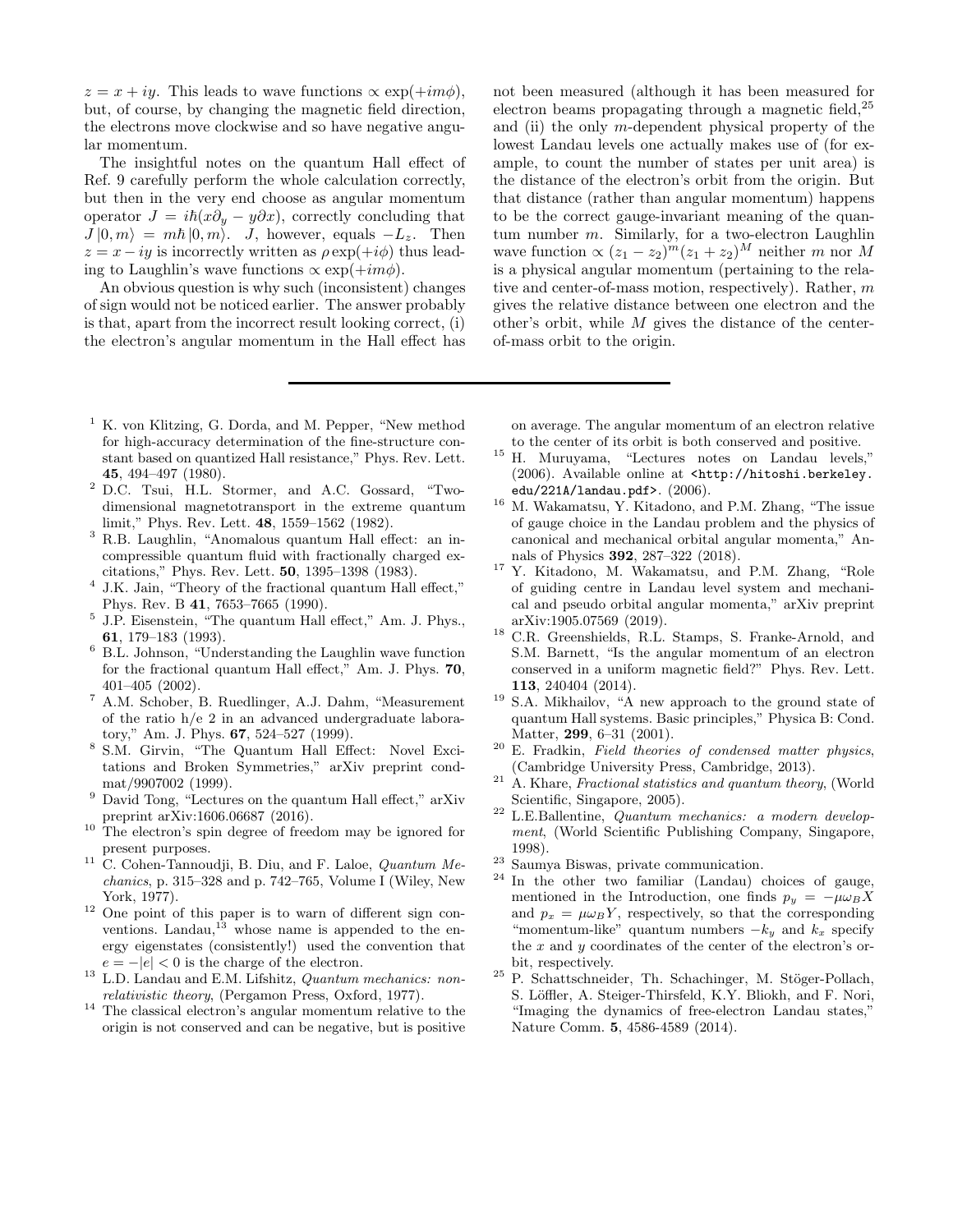$z = x + iy$. This leads to wave functions $\propto \exp(+im\phi)$, but, of course, by changing the magnetic field direction, the electrons move clockwise and so have negative angular momentum.

The insightful notes on the quantum Hall effect of Ref. 9 carefully perform the whole calculation correctly, but then in the very end choose as angular momentum operator $J = i\hbar(x\partial_y - y\partial x)$, correctly concluding that $J|0,m\rangle = m\hbar|0,m\rangle$. $J$, however, equals $-L_z$. Then $z = x - iy$ is incorrectly written as $\rho\exp(+i\phi)$ thus leading to Laughlin's wave functions $\propto \exp(+im\phi)$.

An obvious question is why such (inconsistent) changes of sign would not be noticed earlier. The answer probably is that, apart from the incorrect result looking correct, (i) the electron's angular momentum in the Hall effect has not been measured (although it has been measured for electron beams propagating through a magnetic field,[25] and (ii) the only $m$-dependent physical property of the lowest Landau levels one actually makes use of (for example, to count the number of states per unit area) is the distance of the electron's orbit from the origin. But that distance (rather than angular momentum) happens to be the correct gauge-invariant meaning of the quantum number $m$. Similarly, for a two-electron Laughlin wave function $\propto (z_1 - z_2)^m(z_1 + z_2)^M$ neither $m$ nor $M$ is a physical angular momentum (pertaining to the relative and center-of-mass motion, respectively). Rather, $m$ gives the relative distance between one electron and the other's orbit, while $M$ gives the distance of the center-of-mass orbit to the origin.

---

1. K. von Klitzing, G. Dorda, and M. Pepper, "New method for high-accuracy determination of the fine-structure constant based on quantized Hall resistance," Phys. Rev. Lett. **45**, 494–497 (1980).
2. D.C. Tsui, H.L. Stormer, and A.C. Gossard, "Two-dimensional magnetotransport in the extreme quantum limit," Phys. Rev. Lett. **48**, 1559–1562 (1982).
3. R.B. Laughlin, "Anomalous quantum Hall effect: an incompressible quantum fluid with fractionally charged excitations," Phys. Rev. Lett. **50**, 1395–1398 (1983).
4. J.K. Jain, "Theory of the fractional quantum Hall effect," Phys. Rev. B **41**, 7653–7665 (1990).
5. J.P. Eisenstein, "The quantum Hall effect," Am. J. Phys., **61**, 179–183 (1993).
6. B.L. Johnson, "Understanding the Laughlin wave function for the fractional quantum Hall effect," Am. J. Phys. **70**, 401–405 (2002).
7. A.M. Schober, B. Ruedlinger, A.J. Dahm, "Measurement of the ratio h/e 2 in an advanced undergraduate laboratory," Am. J. Phys. **67**, 524–527 (1999).
8. S.M. Girvin, "The Quantum Hall Effect: Novel Excitations and Broken Symmetries," arXiv preprint cond-mat/9907002 (1999).
9. David Tong, "Lectures on the quantum Hall effect," arXiv preprint arXiv:1606.06687 (2016).
10. The electron's spin degree of freedom may be ignored for present purposes.
11. C. Cohen-Tannoudji, B. Diu, and F. Laloe, *Quantum Mechanics*, p. 315–328 and p. 742–765, Volume I (Wiley, New York, 1977).
12. One point of this paper is to warn of different sign conventions. Landau,[13] whose name is appended to the energy eigenstates (consistently!) used the convention that $e = -|e| < 0$ is the charge of the electron.
13. L.D. Landau and E.M. Lifshitz, *Quantum mechanics: non-relativistic theory*, (Pergamon Press, Oxford, 1977).
14. The classical electron's angular momentum relative to the origin is not conserved and can be negative, but is positive on average. The angular momentum of an electron relative to the center of its orbit is both conserved and positive.
15. H. Muruyama, "Lectures notes on Landau levels," (2006). Available online at `<http://hitoshi.berkeley.edu/221A/landau.pdf>`. (2006).
16. M. Wakamatsu, Y. Kitadono, and P.M. Zhang, "The issue of gauge choice in the Landau problem and the physics of canonical and mechanical orbital angular momenta," Annals of Physics **392**, 287–322 (2018).
17. Y. Kitadono, M. Wakamatsu, and P.M. Zhang, "Role of guiding centre in Landau level system and mechanical and pseudo orbital angular momenta," arXiv preprint arXiv:1905.07569 (2019).
18. C.R. Greenshields, R.L. Stamps, S. Franke-Arnold, and S.M. Barnett, "Is the angular momentum of an electron conserved in a uniform magnetic field?" Phys. Rev. Lett. **113**, 240404 (2014).
19. S.A. Mikhailov, "A new approach to the ground state of quantum Hall systems. Basic principles," Physica B: Cond. Matter, **299**, 6–31 (2001).
20. E. Fradkin, *Field theories of condensed matter physics*, (Cambridge University Press, Cambridge, 2013).
21. A. Khare, *Fractional statistics and quantum theory*, (World Scientific, Singapore, 2005).
22. L.E.Ballentine, *Quantum mechanics: a modern development*, (World Scientific Publishing Company, Singapore, 1998).
23. Saumya Biswas, private communication.
24. In the other two familiar (Landau) choices of gauge, mentioned in the Introduction, one finds $p_y = -\mu\omega_B X$ and $p_x = \mu\omega_B Y$, respectively, so that the corresponding "momentum-like" quantum numbers $-k_y$ and $k_x$ specify the $x$ and $y$ coordinates of the center of the electron's orbit, respectively.
25. P. Schattschneider, Th. Schachinger, M. Stöger-Pollach, S. Löffler, A. Steiger-Thirsfeld, K.Y. Bliokh, and F. Nori, "Imaging the dynamics of free-electron Landau states," Nature Comm. **5**, 4586-4589 (2014).